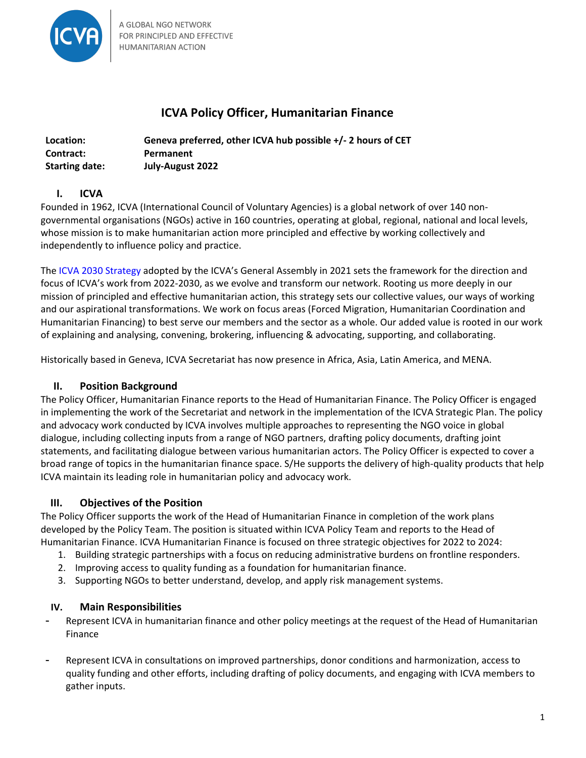A GLOBAL NGO NETWORK FOR PRINCIPLED AND EFFECTIVE HUMANITARIAN ACTION

# ICVA Policy Officer, Humanitarian Finance

| | |
|---|---|
| **Location:** | **Geneva preferred, other ICVA hub possible +/- 2 hours of CET** |
| **Contract:** | **Permanent** |
| **Starting date:** | **July-August 2022** |

## I. ICVA

Founded in 1962, ICVA (International Council of Voluntary Agencies) is a global network of over 140 non-governmental organisations (NGOs) active in 160 countries, operating at global, regional, national and local levels, whose mission is to make humanitarian action more principled and effective by working collectively and independently to influence policy and practice.

The ICVA 2030 Strategy adopted by the ICVA's General Assembly in 2021 sets the framework for the direction and focus of ICVA's work from 2022-2030, as we evolve and transform our network. Rooting us more deeply in our mission of principled and effective humanitarian action, this strategy sets our collective values, our ways of working and our aspirational transformations. We work on focus areas (Forced Migration, Humanitarian Coordination and Humanitarian Financing) to best serve our members and the sector as a whole. Our added value is rooted in our work of explaining and analysing, convening, brokering, influencing & advocating, supporting, and collaborating.

Historically based in Geneva, ICVA Secretariat has now presence in Africa, Asia, Latin America, and MENA.

## II. Position Background

The Policy Officer, Humanitarian Finance reports to the Head of Humanitarian Finance. The Policy Officer is engaged in implementing the work of the Secretariat and network in the implementation of the ICVA Strategic Plan. The policy and advocacy work conducted by ICVA involves multiple approaches to representing the NGO voice in global dialogue, including collecting inputs from a range of NGO partners, drafting policy documents, drafting joint statements, and facilitating dialogue between various humanitarian actors. The Policy Officer is expected to cover a broad range of topics in the humanitarian finance space. S/He supports the delivery of high-quality products that help ICVA maintain its leading role in humanitarian policy and advocacy work.

## III. Objectives of the Position

The Policy Officer supports the work of the Head of Humanitarian Finance in completion of the work plans developed by the Policy Team. The position is situated within ICVA Policy Team and reports to the Head of Humanitarian Finance. ICVA Humanitarian Finance is focused on three strategic objectives for 2022 to 2024:

1. Building strategic partnerships with a focus on reducing administrative burdens on frontline responders.
2. Improving access to quality funding as a foundation for humanitarian finance.
3. Supporting NGOs to better understand, develop, and apply risk management systems.

## IV. Main Responsibilities

- Represent ICVA in humanitarian finance and other policy meetings at the request of the Head of Humanitarian Finance
- Represent ICVA in consultations on improved partnerships, donor conditions and harmonization, access to quality funding and other efforts, including drafting of policy documents, and engaging with ICVA members to gather inputs.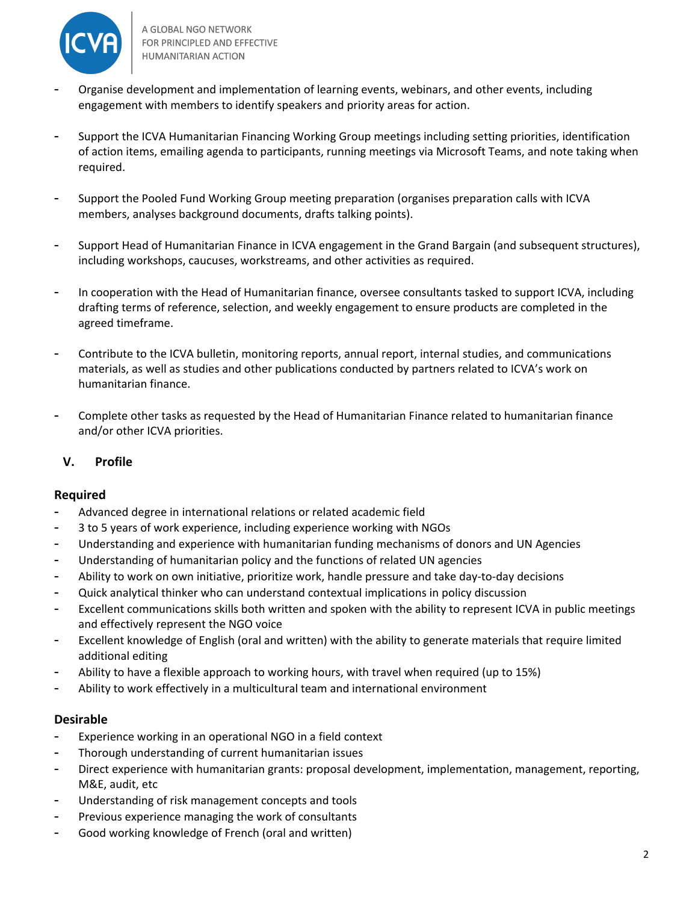- Organise development and implementation of learning events, webinars, and other events, including engagement with members to identify speakers and priority areas for action.

- Support the ICVA Humanitarian Financing Working Group meetings including setting priorities, identification of action items, emailing agenda to participants, running meetings via Microsoft Teams, and note taking when required.

- Support the Pooled Fund Working Group meeting preparation (organises preparation calls with ICVA members, analyses background documents, drafts talking points).

- Support Head of Humanitarian Finance in ICVA engagement in the Grand Bargain (and subsequent structures), including workshops, caucuses, workstreams, and other activities as required.

- In cooperation with the Head of Humanitarian finance, oversee consultants tasked to support ICVA, including drafting terms of reference, selection, and weekly engagement to ensure products are completed in the agreed timeframe.

- Contribute to the ICVA bulletin, monitoring reports, annual report, internal studies, and communications materials, as well as studies and other publications conducted by partners related to ICVA's work on humanitarian finance.

- Complete other tasks as requested by the Head of Humanitarian Finance related to humanitarian finance and/or other ICVA priorities.

## V. Profile

### Required

- Advanced degree in international relations or related academic field
- 3 to 5 years of work experience, including experience working with NGOs
- Understanding and experience with humanitarian funding mechanisms of donors and UN Agencies
- Understanding of humanitarian policy and the functions of related UN agencies
- Ability to work on own initiative, prioritize work, handle pressure and take day-to-day decisions
- Quick analytical thinker who can understand contextual implications in policy discussion
- Excellent communications skills both written and spoken with the ability to represent ICVA in public meetings and effectively represent the NGO voice
- Excellent knowledge of English (oral and written) with the ability to generate materials that require limited additional editing
- Ability to have a flexible approach to working hours, with travel when required (up to 15%)
- Ability to work effectively in a multicultural team and international environment

### Desirable

- Experience working in an operational NGO in a field context
- Thorough understanding of current humanitarian issues
- Direct experience with humanitarian grants: proposal development, implementation, management, reporting, M&E, audit, etc
- Understanding of risk management concepts and tools
- Previous experience managing the work of consultants
- Good working knowledge of French (oral and written)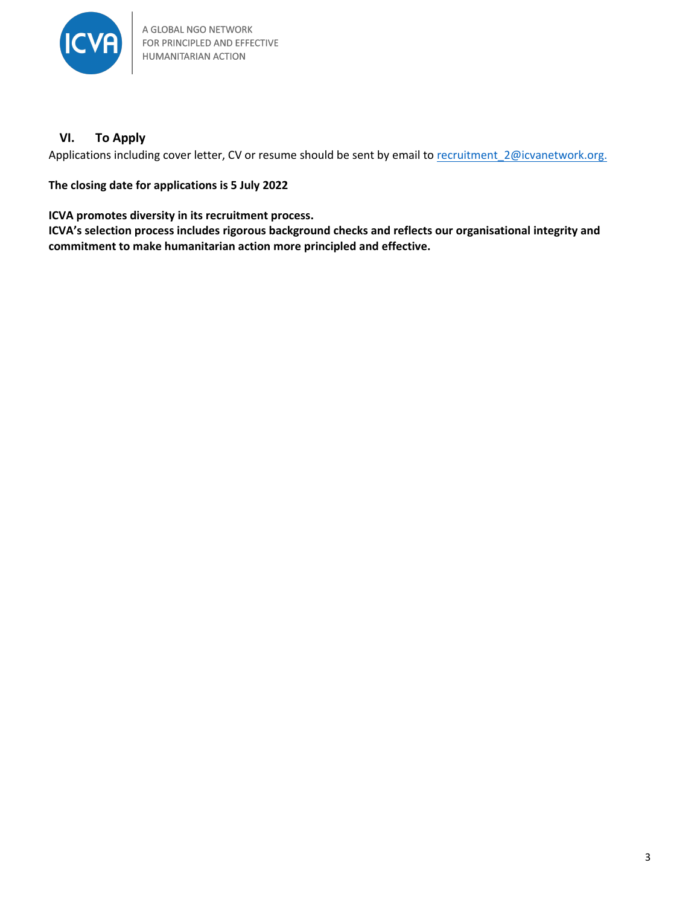## VI. To Apply

Applications including cover letter, CV or resume should be sent by email to recruitment_2@icvanetwork.org.

**The closing date for applications is 5 July 2022**

**ICVA promotes diversity in its recruitment process.**
**ICVA's selection process includes rigorous background checks and reflects our organisational integrity and commitment to make humanitarian action more principled and effective.**